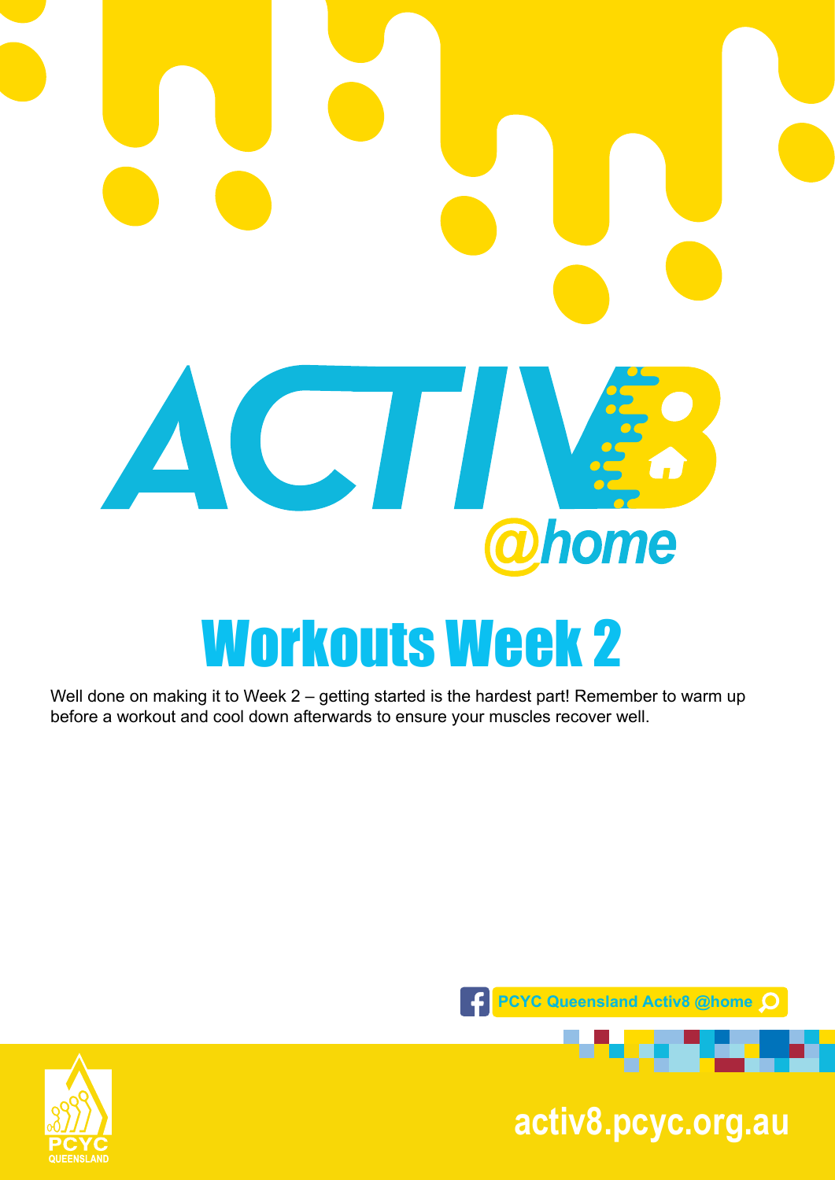# ACTIV8 @home

## Workouts Week 2

Well done on making it to Week 2 – getting started is the hardest part! Remember to warm up before a workout and cool down afterwards to ensure your muscles recover well.

PCYC Queensland Activ8 @home

PCYC QUEENSLAND

activ8.pcyc.org.au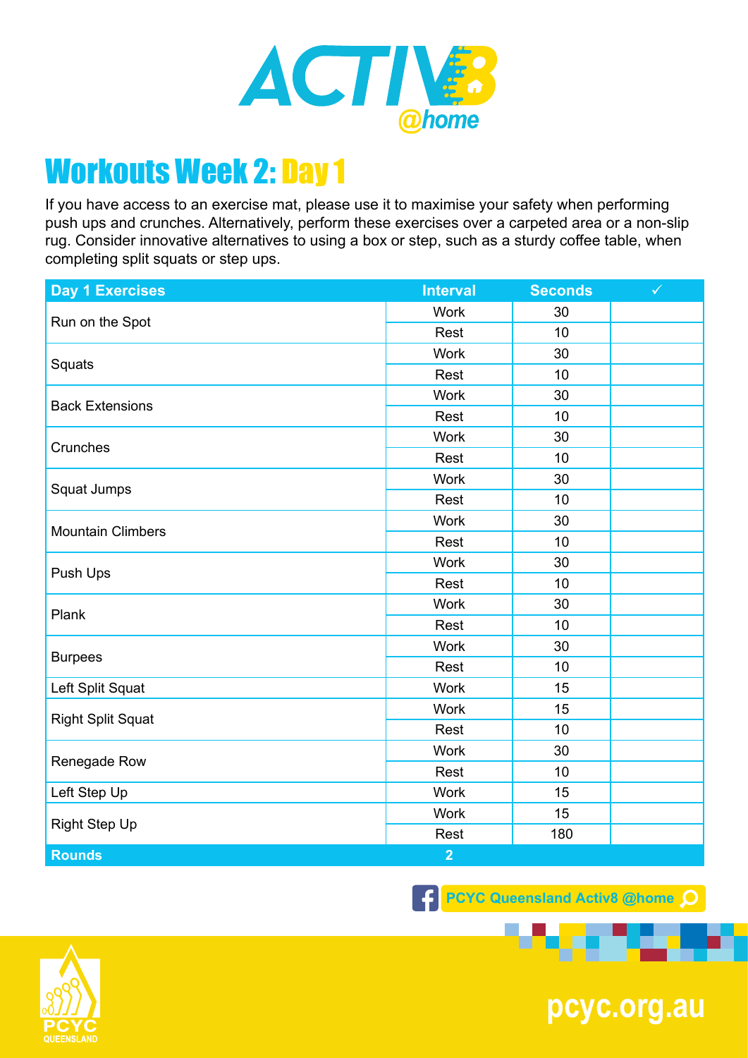# Workouts Week 2: Day 1

If you have access to an exercise mat, please use it to maximise your safety when performing push ups and crunches. Alternatively, perform these exercises over a carpeted area or a non-slip rug. Consider innovative alternatives to using a box or step, such as a sturdy coffee table, when completing split squats or step ups.

| Day 1 Exercises | Interval | Seconds | ✓ |
|---|---|---|---|
| Run on the Spot | Work | 30 | |
| | Rest | 10 | |
| Squats | Work | 30 | |
| | Rest | 10 | |
| Back Extensions | Work | 30 | |
| | Rest | 10 | |
| Crunches | Work | 30 | |
| | Rest | 10 | |
| Squat Jumps | Work | 30 | |
| | Rest | 10 | |
| Mountain Climbers | Work | 30 | |
| | Rest | 10 | |
| Push Ups | Work | 30 | |
| | Rest | 10 | |
| Plank | Work | 30 | |
| | Rest | 10 | |
| Burpees | Work | 30 | |
| | Rest | 10 | |
| Left Split Squat | Work | 15 | |
| Right Split Squat | Work | 15 | |
| | Rest | 10 | |
| Renegade Row | Work | 30 | |
| | Rest | 10 | |
| Left Step Up | Work | 15 | |
| Right Step Up | Work | 15 | |
| | Rest | 180 | |
| **Rounds** | **2** | | |

PCYC Queensland Activ8 @home

pcyc.org.au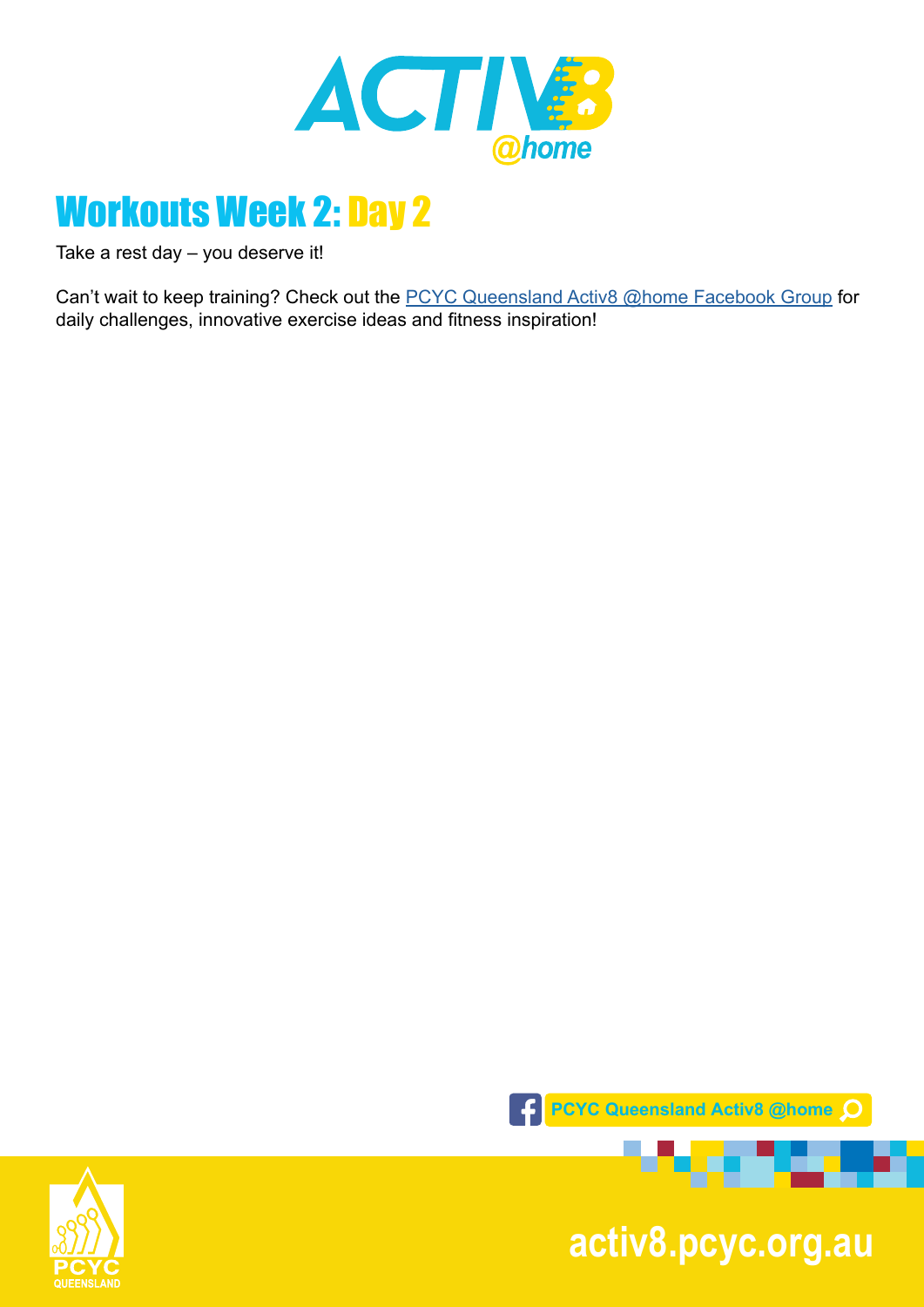# Workouts Week 2: Day 2

Take a rest day – you deserve it!

Can't wait to keep training? Check out the PCYC Queensland Activ8 @home Facebook Group for daily challenges, innovative exercise ideas and fitness inspiration!

PCYC Queensland Activ8 @home

activ8.pcyc.org.au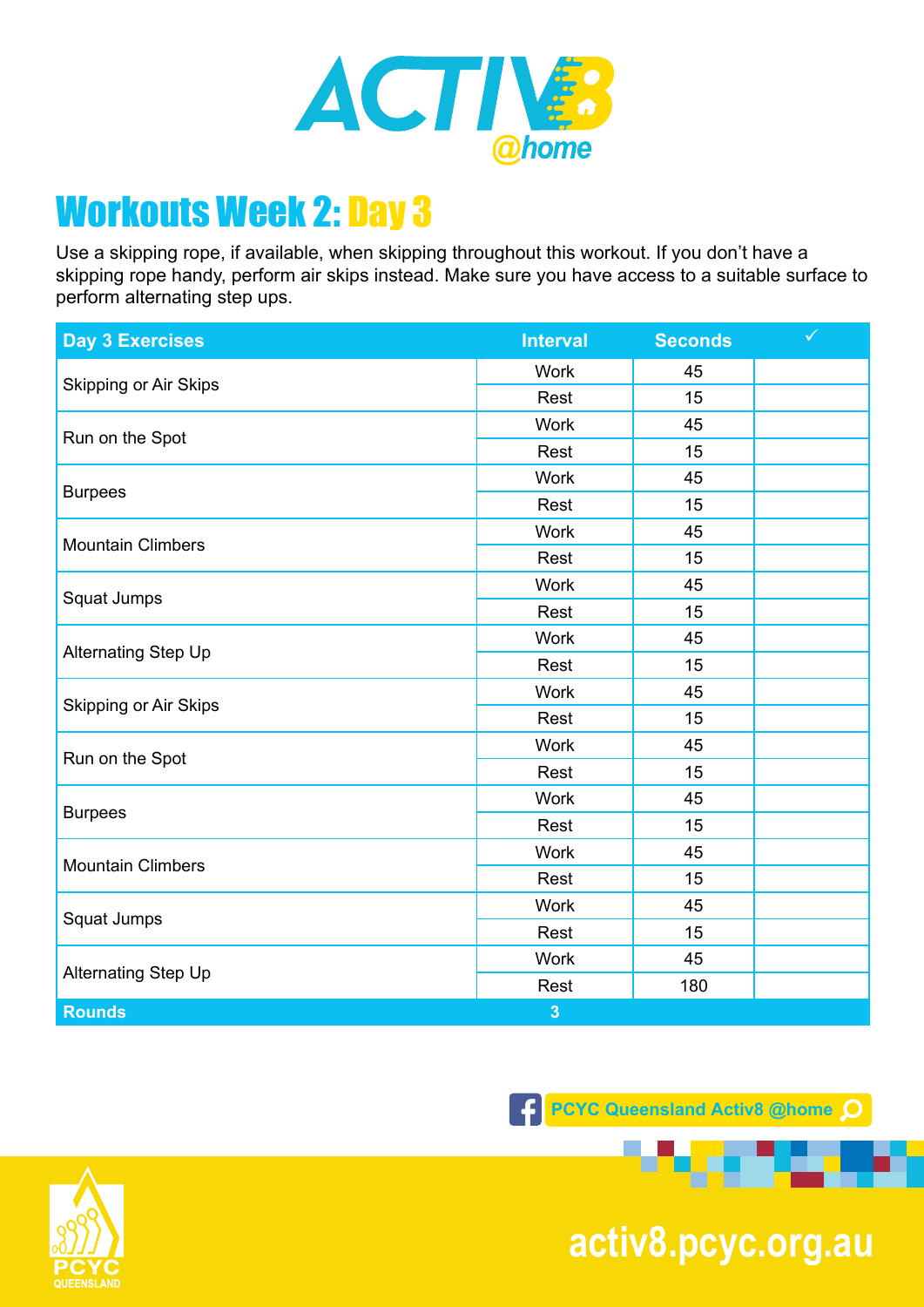# ACTIV8 @home

## Workouts Week 2: Day 3

Use a skipping rope, if available, when skipping throughout this workout. If you don't have a skipping rope handy, perform air skips instead. Make sure you have access to a suitable surface to perform alternating step ups.

| Day 3 Exercises | Interval | Seconds | ✓ |
|---|---|---|---|
| Skipping or Air Skips | Work | 45 | |
| | Rest | 15 | |
| Run on the Spot | Work | 45 | |
| | Rest | 15 | |
| Burpees | Work | 45 | |
| | Rest | 15 | |
| Mountain Climbers | Work | 45 | |
| | Rest | 15 | |
| Squat Jumps | Work | 45 | |
| | Rest | 15 | |
| Alternating Step Up | Work | 45 | |
| | Rest | 15 | |
| Skipping or Air Skips | Work | 45 | |
| | Rest | 15 | |
| Run on the Spot | Work | 45 | |
| | Rest | 15 | |
| Burpees | Work | 45 | |
| | Rest | 15 | |
| Mountain Climbers | Work | 45 | |
| | Rest | 15 | |
| Squat Jumps | Work | 45 | |
| | Rest | 15 | |
| Alternating Step Up | Work | 45 | |
| | Rest | 180 | |
| **Rounds** | **3** | | |

PCYC Queensland Activ8 @home

PCYC QUEENSLAND

activ8.pcyc.org.au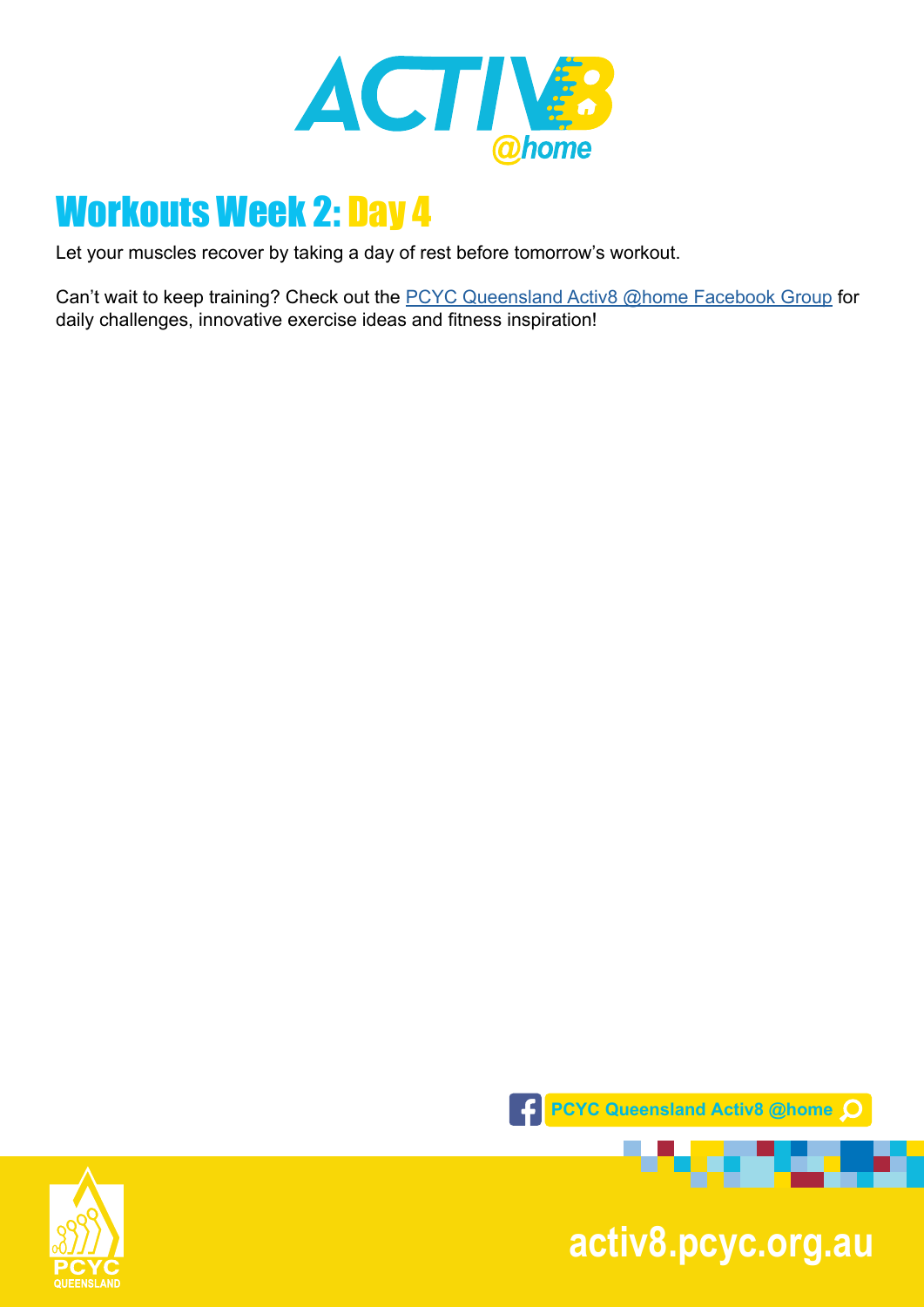# Workouts Week 2: Day 4

Let your muscles recover by taking a day of rest before tomorrow's workout.

Can't wait to keep training? Check out the [PCYC Queensland Activ8 @home Facebook Group]() for daily challenges, innovative exercise ideas and fitness inspiration!

PCYC Queensland Activ8 @home

activ8.pcyc.org.au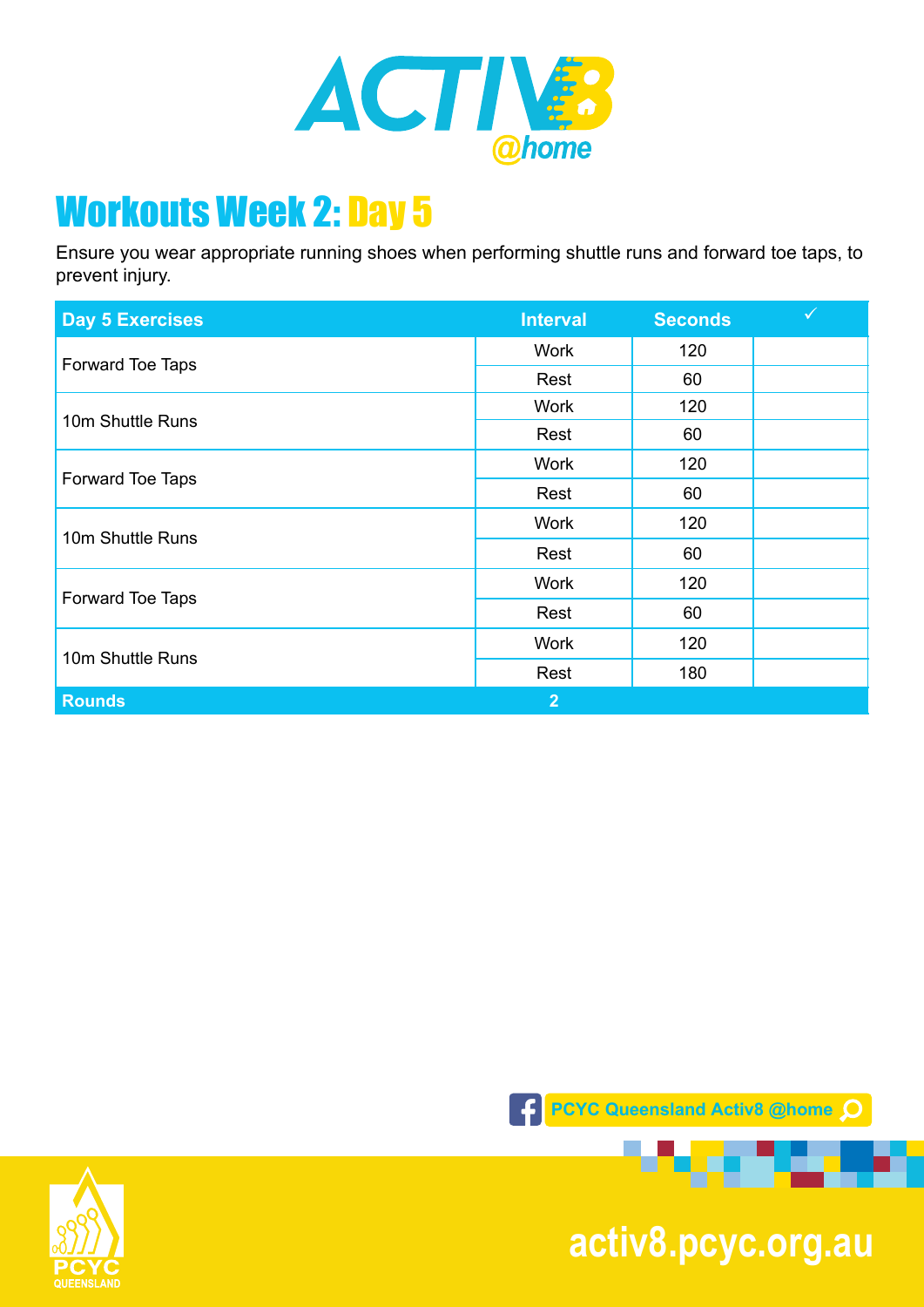# Workouts Week 2: Day 5

Ensure you wear appropriate running shoes when performing shuttle runs and forward toe taps, to prevent injury.

| Day 5 Exercises | Interval | Seconds | ✓ |
|---|---|---|---|
| Forward Toe Taps | Work | 120 | |
| | Rest | 60 | |
| 10m Shuttle Runs | Work | 120 | |
| | Rest | 60 | |
| Forward Toe Taps | Work | 120 | |
| | Rest | 60 | |
| 10m Shuttle Runs | Work | 120 | |
| | Rest | 60 | |
| Forward Toe Taps | Work | 120 | |
| | Rest | 60 | |
| 10m Shuttle Runs | Work | 120 | |
| | Rest | 180 | |
| **Rounds** | **2** | | |

PCYC Queensland Activ8 @home

activ8.pcyc.org.au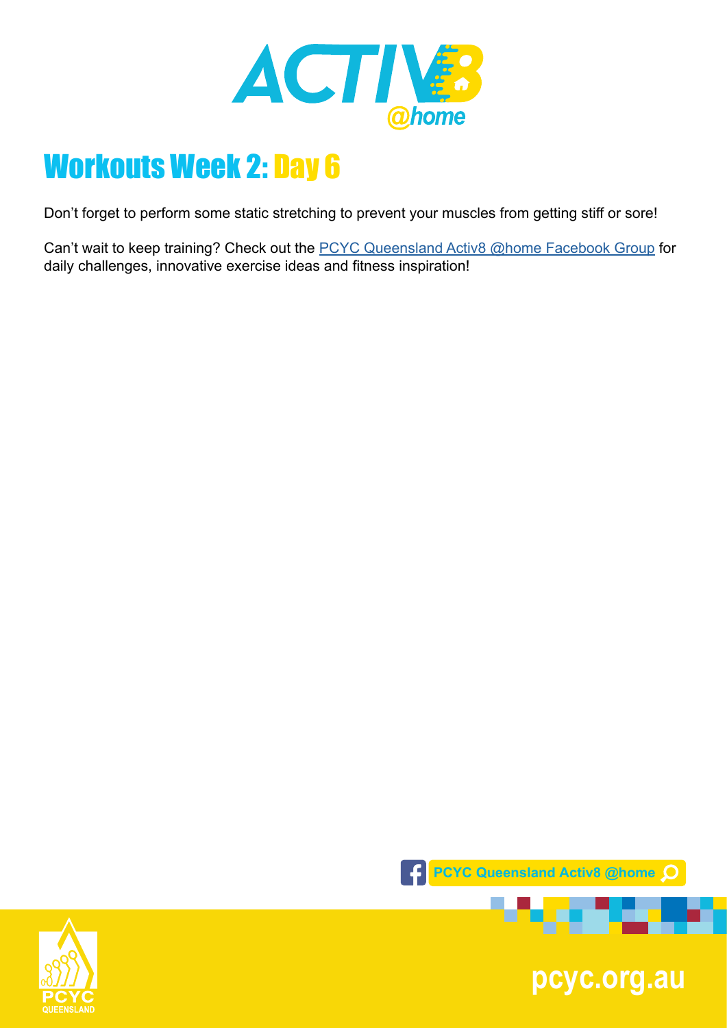# Workouts Week 2: Day 6

Don't forget to perform some static stretching to prevent your muscles from getting stiff or sore!

Can't wait to keep training? Check out the PCYC Queensland Activ8 @home Facebook Group for daily challenges, innovative exercise ideas and fitness inspiration!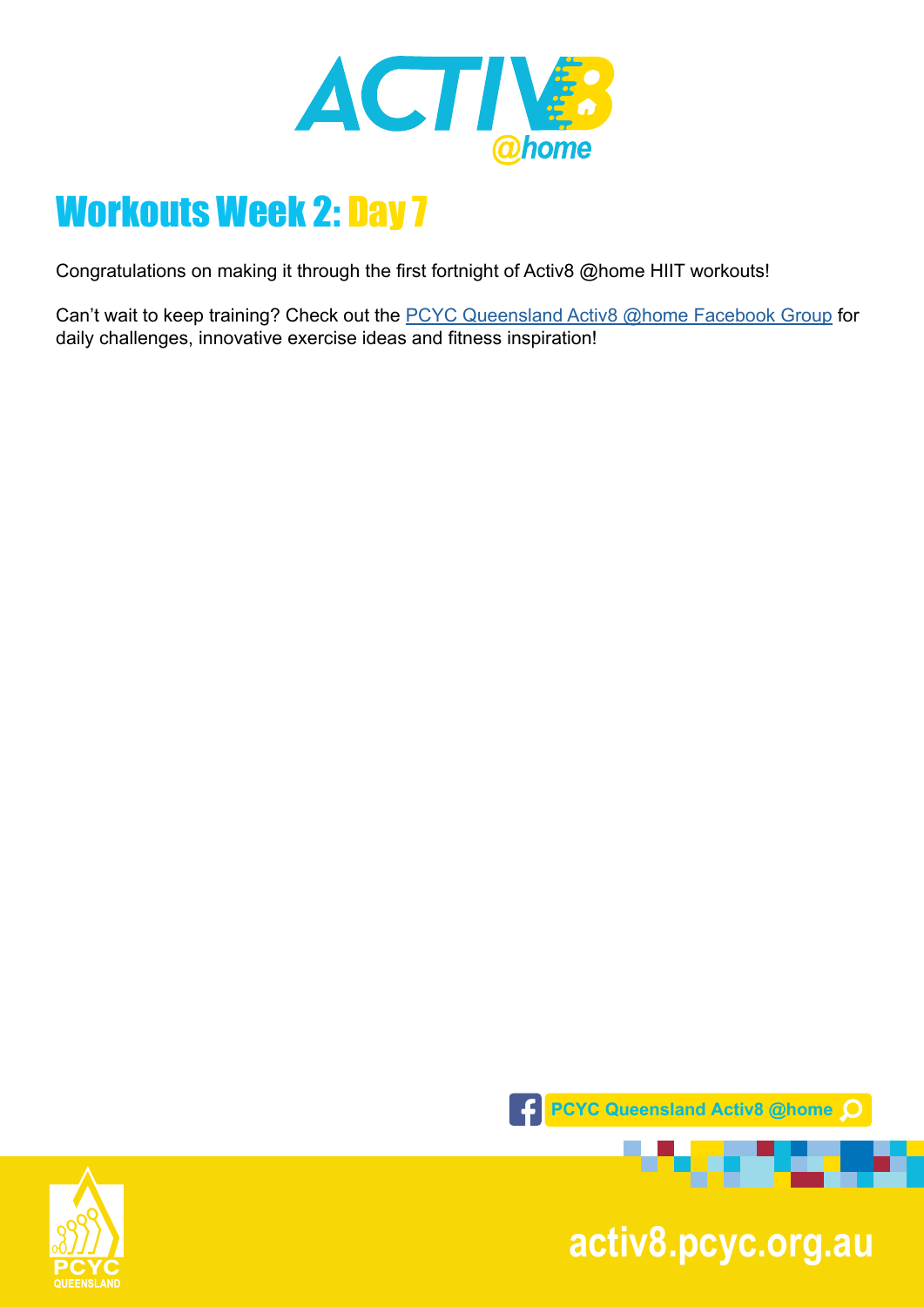# Workouts Week 2: Day 7

Congratulations on making it through the first fortnight of Activ8 @home HIIT workouts!

Can't wait to keep training? Check out the PCYC Queensland Activ8 @home Facebook Group for daily challenges, innovative exercise ideas and fitness inspiration!

PCYC Queensland Activ8 @home

activ8.pcyc.org.au